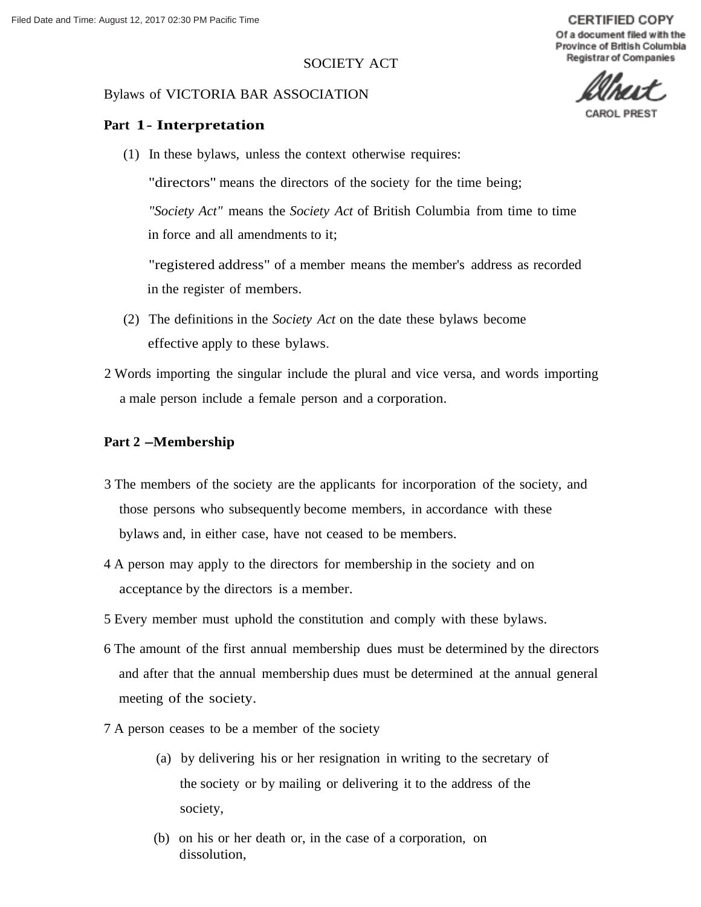Filed Date and Time: August 12, 2017 02:30 PM Pacific Time

**CERTIFIED COPY**
Of a document filed with the Province of British Columbia Registrar of Companies

CAROL PREST

SOCIETY ACT

Bylaws of VICTORIA BAR ASSOCIATION

## Part 1- Interpretation

(1) In these bylaws, unless the context otherwise requires:

"directors" means the directors of the society for the time being;

*"Society Act"* means the *Society Act* of British Columbia from time to time in force and all amendments to it;

"registered address" of a member means the member's address as recorded in the register of members.

(2) The definitions in the *Society Act* on the date these bylaws become effective apply to these bylaws.

2 Words importing the singular include the plural and vice versa, and words importing a male person include a female person and a corporation.

## Part 2 –Membership

3 The members of the society are the applicants for incorporation of the society, and those persons who subsequently become members, in accordance with these bylaws and, in either case, have not ceased to be members.

4 A person may apply to the directors for membership in the society and on acceptance by the directors is a member.

5 Every member must uphold the constitution and comply with these bylaws.

6 The amount of the first annual membership dues must be determined by the directors and after that the annual membership dues must be determined at the annual general meeting of the society.

7 A person ceases to be a member of the society

(a) by delivering his or her resignation in writing to the secretary of the society or by mailing or delivering it to the address of the society,

(b) on his or her death or, in the case of a corporation, on dissolution,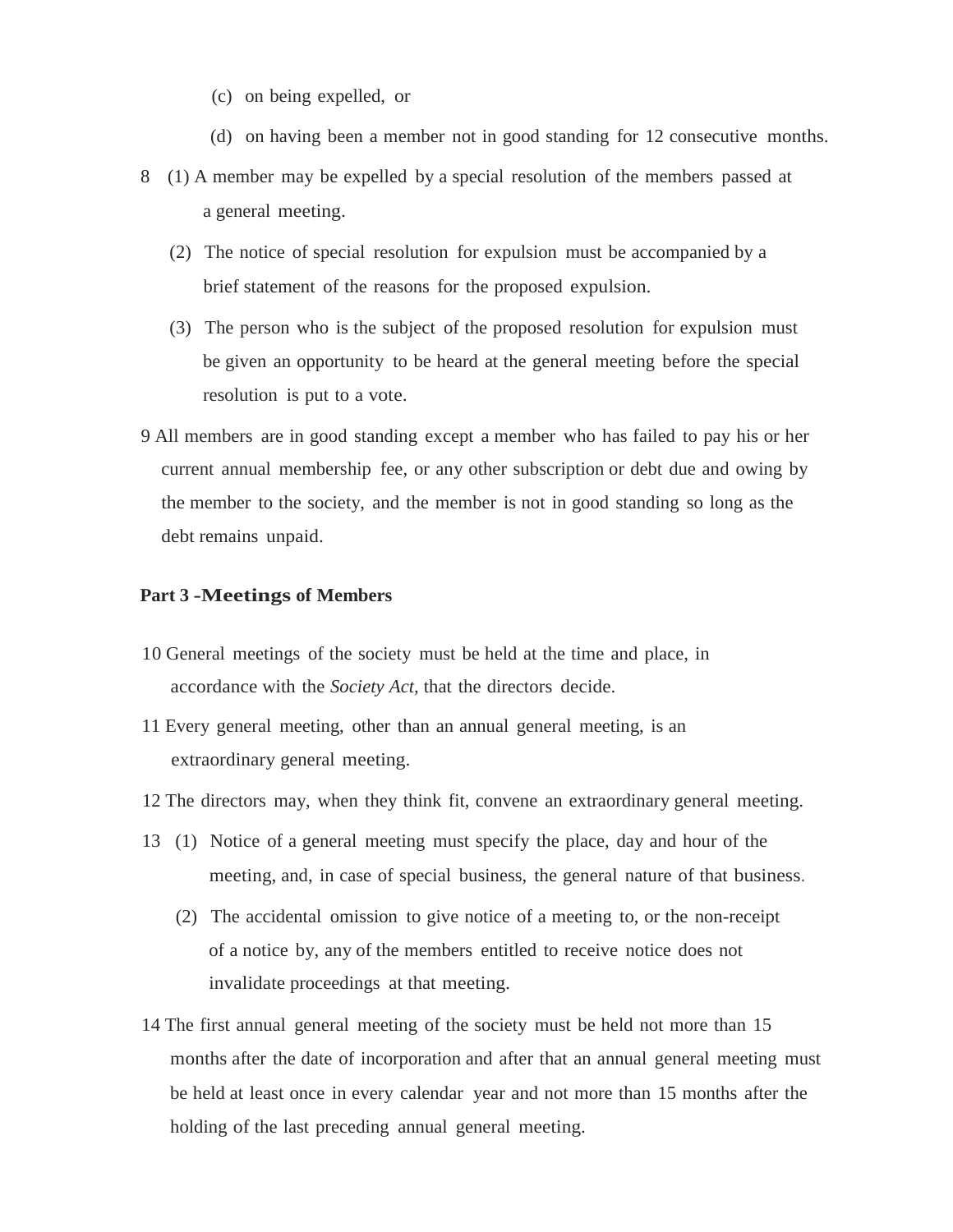(c) on being expelled, or

(d) on having been a member not in good standing for 12 consecutive months.

8 (1) A member may be expelled by a special resolution of the members passed at a general meeting.

(2) The notice of special resolution for expulsion must be accompanied by a brief statement of the reasons for the proposed expulsion.

(3) The person who is the subject of the proposed resolution for expulsion must be given an opportunity to be heard at the general meeting before the special resolution is put to a vote.

9 All members are in good standing except a member who has failed to pay his or her current annual membership fee, or any other subscription or debt due and owing by the member to the society, and the member is not in good standing so long as the debt remains unpaid.

**Part 3 -Meetings of Members**

10 General meetings of the society must be held at the time and place, in accordance with the *Society Act,* that the directors decide.

11 Every general meeting, other than an annual general meeting, is an extraordinary general meeting.

12 The directors may, when they think fit, convene an extraordinary general meeting.

13 (1) Notice of a general meeting must specify the place, day and hour of the meeting, and, in case of special business, the general nature of that business.

(2) The accidental omission to give notice of a meeting to, or the non-receipt of a notice by, any of the members entitled to receive notice does not invalidate proceedings at that meeting.

14 The first annual general meeting of the society must be held not more than 15 months after the date of incorporation and after that an annual general meeting must be held at least once in every calendar year and not more than 15 months after the holding of the last preceding annual general meeting.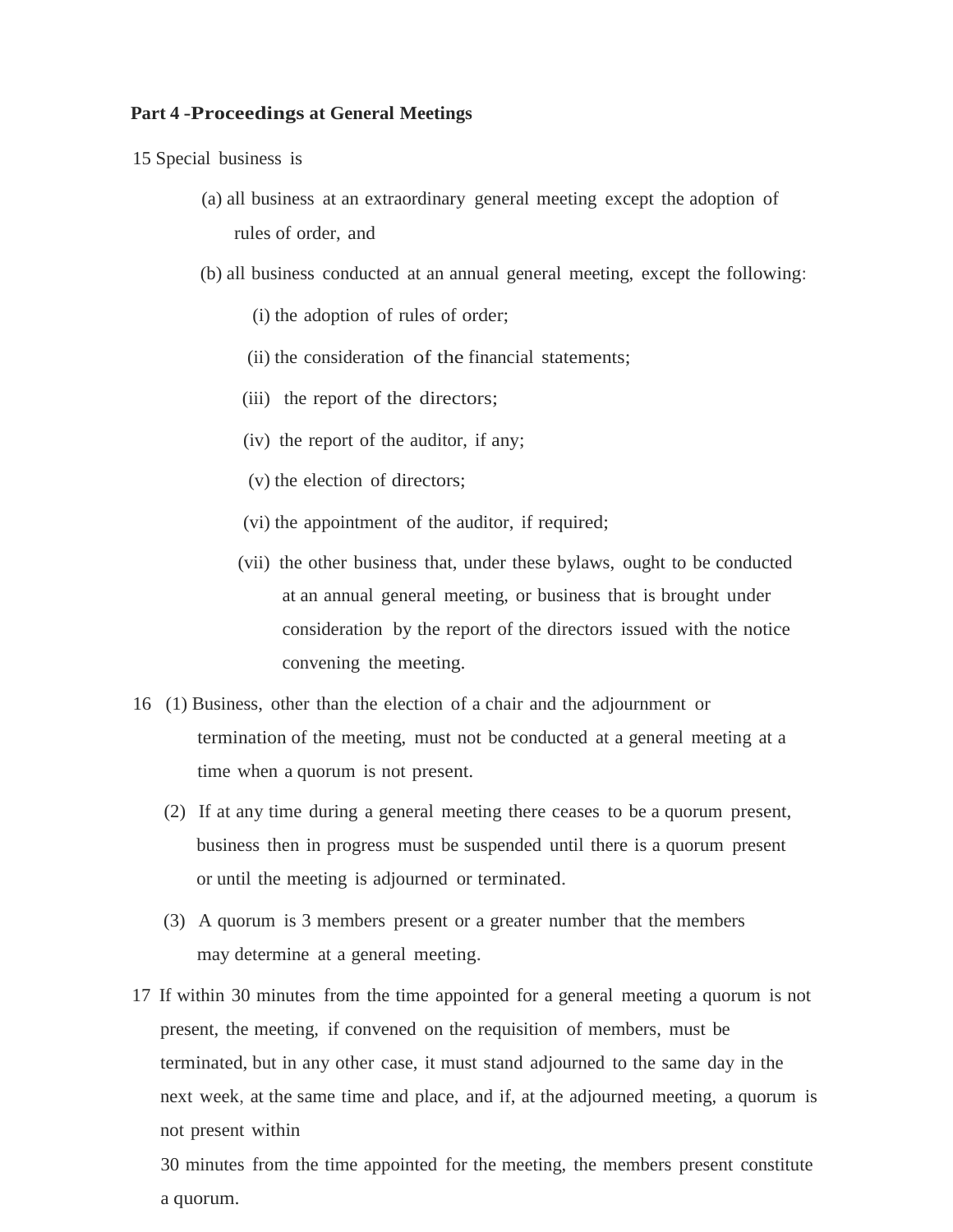## Part 4 - Proceedings at General Meetings

15 Special business is

(a) all business at an extraordinary general meeting except the adoption of rules of order, and

(b) all business conducted at an annual general meeting, except the following:

(i) the adoption of rules of order;

(ii) the consideration of the financial statements;

(iii) the report of the directors;

(iv) the report of the auditor, if any;

(v) the election of directors;

(vi) the appointment of the auditor, if required;

(vii) the other business that, under these bylaws, ought to be conducted at an annual general meeting, or business that is brought under consideration by the report of the directors issued with the notice convening the meeting.

16 (1) Business, other than the election of a chair and the adjournment or termination of the meeting, must not be conducted at a general meeting at a time when a quorum is not present.

(2) If at any time during a general meeting there ceases to be a quorum present, business then in progress must be suspended until there is a quorum present or until the meeting is adjourned or terminated.

(3) A quorum is 3 members present or a greater number that the members may determine at a general meeting.

17 If within 30 minutes from the time appointed for a general meeting a quorum is not present, the meeting, if convened on the requisition of members, must be terminated, but in any other case, it must stand adjourned to the same day in the next week, at the same time and place, and if, at the adjourned meeting, a quorum is not present within 30 minutes from the time appointed for the meeting, the members present constitute a quorum.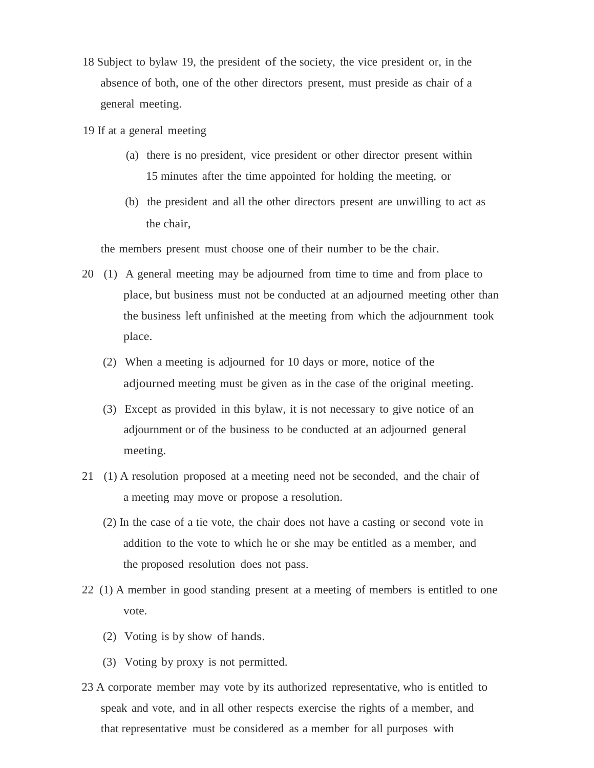18 Subject to bylaw 19, the president of the society, the vice president or, in the absence of both, one of the other directors present, must preside as chair of a general meeting.

19 If at a general meeting

(a) there is no president, vice president or other director present within 15 minutes after the time appointed for holding the meeting, or

(b) the president and all the other directors present are unwilling to act as the chair,

the members present must choose one of their number to be the chair.

20 (1) A general meeting may be adjourned from time to time and from place to place, but business must not be conducted at an adjourned meeting other than the business left unfinished at the meeting from which the adjournment took place.

(2) When a meeting is adjourned for 10 days or more, notice of the adjourned meeting must be given as in the case of the original meeting.

(3) Except as provided in this bylaw, it is not necessary to give notice of an adjournment or of the business to be conducted at an adjourned general meeting.

21 (1) A resolution proposed at a meeting need not be seconded, and the chair of a meeting may move or propose a resolution.

(2) In the case of a tie vote, the chair does not have a casting or second vote in addition to the vote to which he or she may be entitled as a member, and the proposed resolution does not pass.

22 (1) A member in good standing present at a meeting of members is entitled to one vote.

(2) Voting is by show of hands.

(3) Voting by proxy is not permitted.

23 A corporate member may vote by its authorized representative, who is entitled to speak and vote, and in all other respects exercise the rights of a member, and that representative must be considered as a member for all purposes with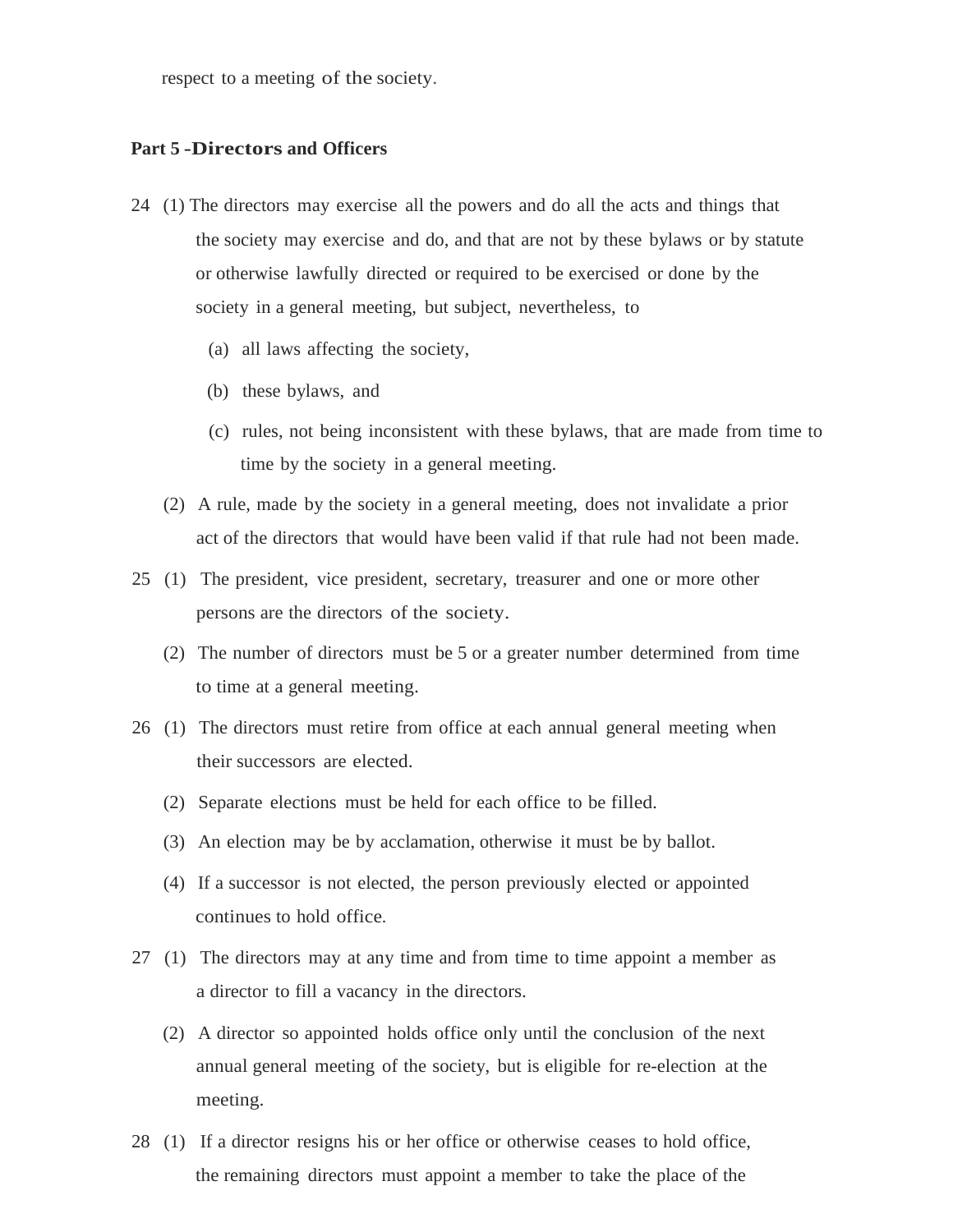respect to a meeting of the society.

**Part 5 -Directors and Officers**

24 (1) The directors may exercise all the powers and do all the acts and things that the society may exercise and do, and that are not by these bylaws or by statute or otherwise lawfully directed or required to be exercised or done by the society in a general meeting, but subject, nevertheless, to

(a) all laws affecting the society,

(b) these bylaws, and

(c) rules, not being inconsistent with these bylaws, that are made from time to time by the society in a general meeting.

(2) A rule, made by the society in a general meeting, does not invalidate a prior act of the directors that would have been valid if that rule had not been made.

25 (1) The president, vice president, secretary, treasurer and one or more other persons are the directors of the society.

(2) The number of directors must be 5 or a greater number determined from time to time at a general meeting.

26 (1) The directors must retire from office at each annual general meeting when their successors are elected.

(2) Separate elections must be held for each office to be filled.

(3) An election may be by acclamation, otherwise it must be by ballot.

(4) If a successor is not elected, the person previously elected or appointed continues to hold office.

27 (1) The directors may at any time and from time to time appoint a member as a director to fill a vacancy in the directors.

(2) A director so appointed holds office only until the conclusion of the next annual general meeting of the society, but is eligible for re-election at the meeting.

28 (1) If a director resigns his or her office or otherwise ceases to hold office, the remaining directors must appoint a member to take the place of the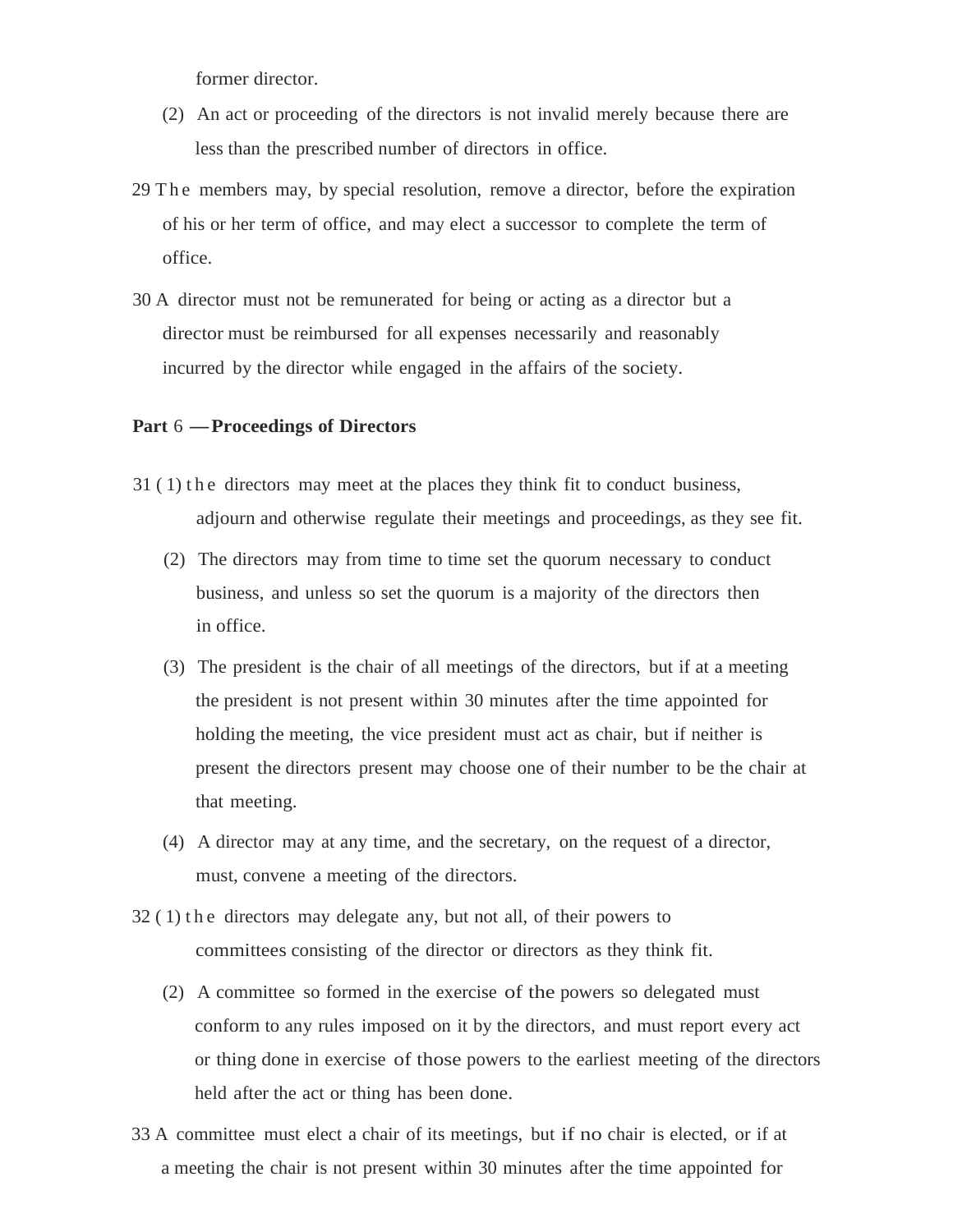former director.

(2) An act or proceeding of the directors is not invalid merely because there are less than the prescribed number of directors in office.

29 The members may, by special resolution, remove a director, before the expiration of his or her term of office, and may elect a successor to complete the term of office.

30 A director must not be remunerated for being or acting as a director but a director must be reimbursed for all expenses necessarily and reasonably incurred by the director while engaged in the affairs of the society.

## Part 6 — Proceedings of Directors

31 (1) the directors may meet at the places they think fit to conduct business, adjourn and otherwise regulate their meetings and proceedings, as they see fit.

(2) The directors may from time to time set the quorum necessary to conduct business, and unless so set the quorum is a majority of the directors then in office.

(3) The president is the chair of all meetings of the directors, but if at a meeting the president is not present within 30 minutes after the time appointed for holding the meeting, the vice president must act as chair, but if neither is present the directors present may choose one of their number to be the chair at that meeting.

(4) A director may at any time, and the secretary, on the request of a director, must, convene a meeting of the directors.

32 (1) the directors may delegate any, but not all, of their powers to committees consisting of the director or directors as they think fit.

(2) A committee so formed in the exercise of the powers so delegated must conform to any rules imposed on it by the directors, and must report every act or thing done in exercise of those powers to the earliest meeting of the directors held after the act or thing has been done.

33 A committee must elect a chair of its meetings, but if no chair is elected, or if at a meeting the chair is not present within 30 minutes after the time appointed for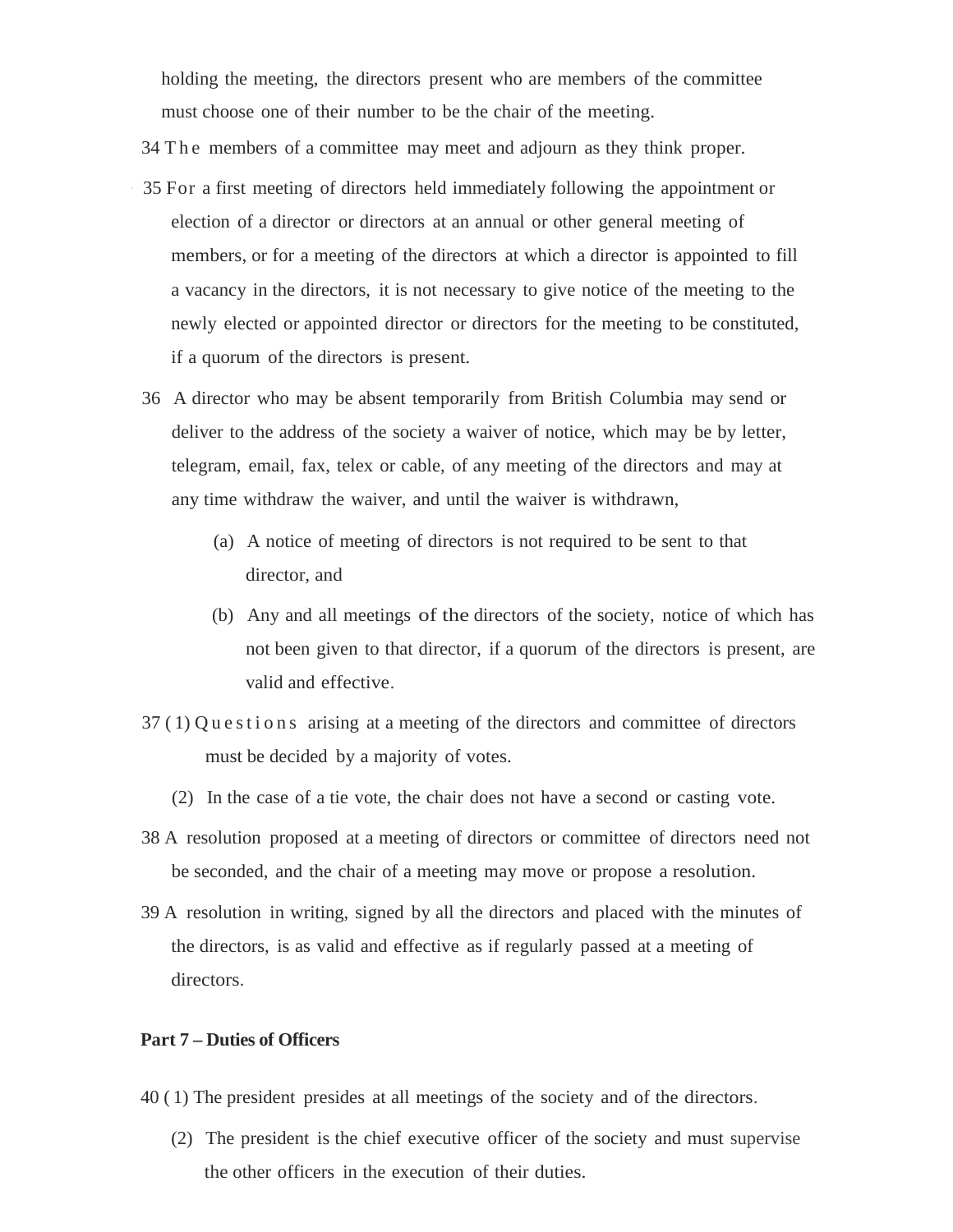holding the meeting, the directors present who are members of the committee must choose one of their number to be the chair of the meeting.

34 The members of a committee may meet and adjourn as they think proper.

35 For a first meeting of directors held immediately following the appointment or election of a director or directors at an annual or other general meeting of members, or for a meeting of the directors at which a director is appointed to fill a vacancy in the directors, it is not necessary to give notice of the meeting to the newly elected or appointed director or directors for the meeting to be constituted, if a quorum of the directors is present.

36 A director who may be absent temporarily from British Columbia may send or deliver to the address of the society a waiver of notice, which may be by letter, telegram, email, fax, telex or cable, of any meeting of the directors and may at any time withdraw the waiver, and until the waiver is withdrawn,

- (a) A notice of meeting of directors is not required to be sent to that director, and
- (b) Any and all meetings of the directors of the society, notice of which has not been given to that director, if a quorum of the directors is present, are valid and effective.

37 (1) Questions arising at a meeting of the directors and committee of directors must be decided by a majority of votes.

(2) In the case of a tie vote, the chair does not have a second or casting vote.

38 A resolution proposed at a meeting of directors or committee of directors need not be seconded, and the chair of a meeting may move or propose a resolution.

39 A resolution in writing, signed by all the directors and placed with the minutes of the directors, is as valid and effective as if regularly passed at a meeting of directors.

## Part 7 – Duties of Officers

40 (1) The president presides at all meetings of the society and of the directors.

(2) The president is the chief executive officer of the society and must supervise the other officers in the execution of their duties.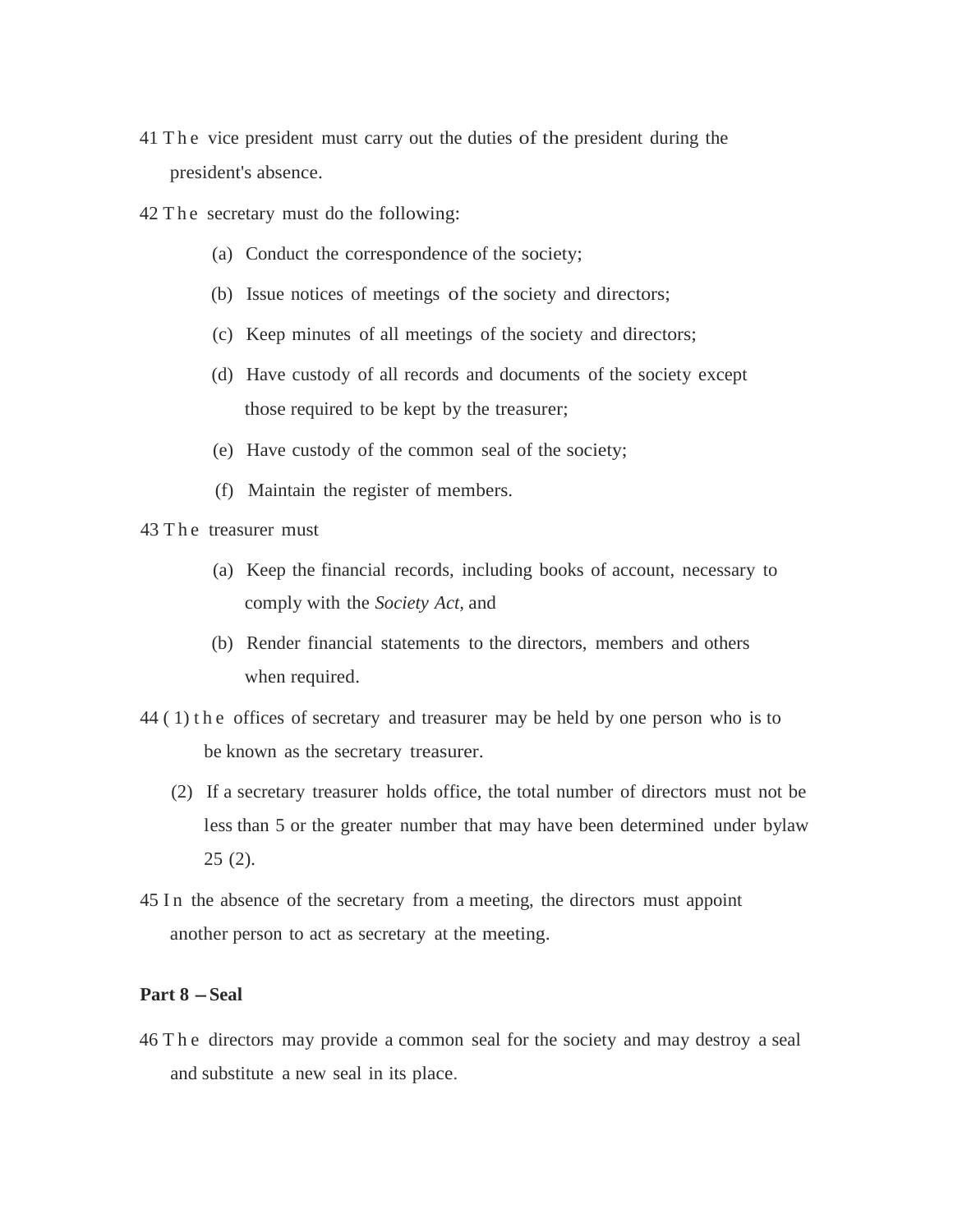41 The vice president must carry out the duties of the president during the president's absence.

42 The secretary must do the following:

(a) Conduct the correspondence of the society;

(b) Issue notices of meetings of the society and directors;

(c) Keep minutes of all meetings of the society and directors;

(d) Have custody of all records and documents of the society except those required to be kept by the treasurer;

(e) Have custody of the common seal of the society;

(f) Maintain the register of members.

43 The treasurer must

(a) Keep the financial records, including books of account, necessary to comply with the *Society Act*, and

(b) Render financial statements to the directors, members and others when required.

44 (1) the offices of secretary and treasurer may be held by one person who is to be known as the secretary treasurer.

(2) If a secretary treasurer holds office, the total number of directors must not be less than 5 or the greater number that may have been determined under bylaw 25 (2).

45 In the absence of the secretary from a meeting, the directors must appoint another person to act as secretary at the meeting.

**Part 8 – Seal**

46 The directors may provide a common seal for the society and may destroy a seal and substitute a new seal in its place.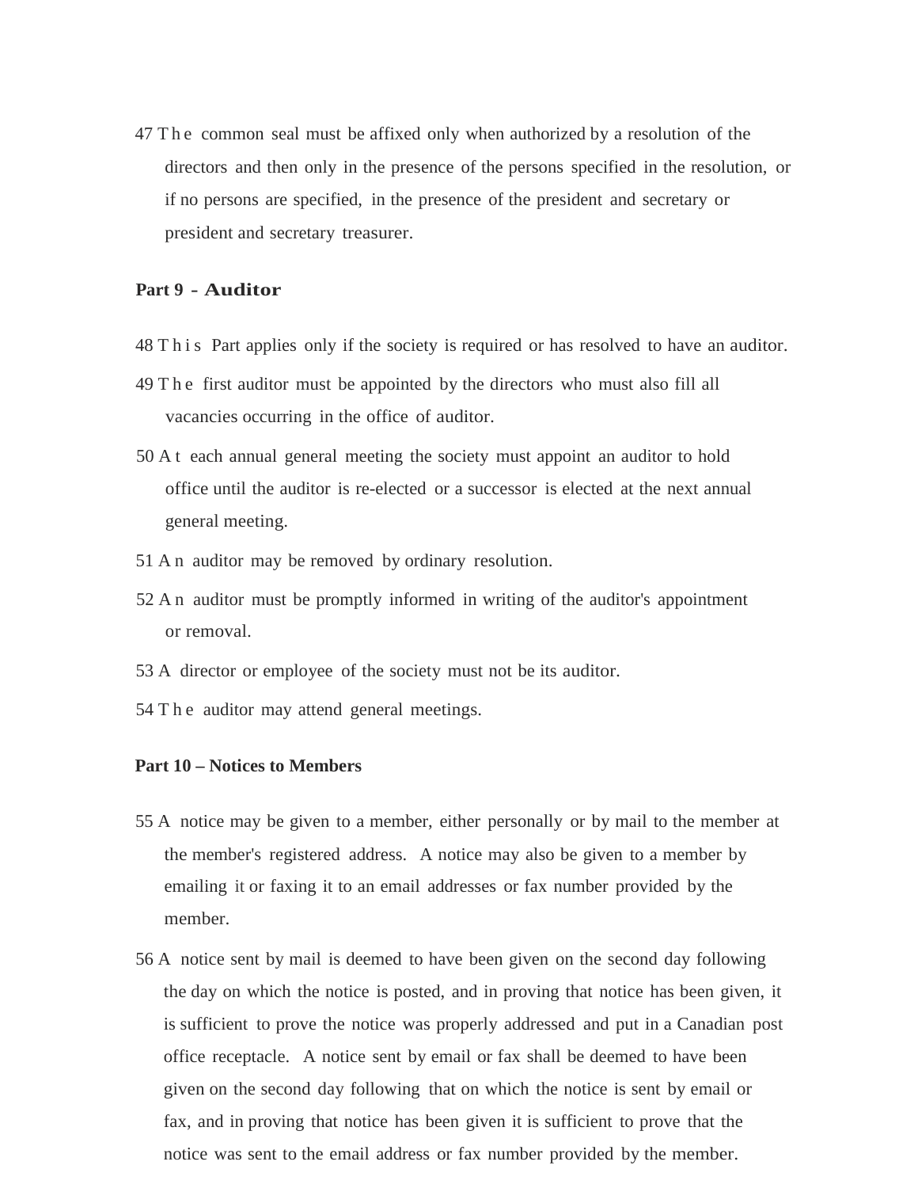47 The common seal must be affixed only when authorized by a resolution of the directors and then only in the presence of the persons specified in the resolution, or if no persons are specified, in the presence of the president and secretary or president and secretary treasurer.

## Part 9 - Auditor

48 This Part applies only if the society is required or has resolved to have an auditor.

49 The first auditor must be appointed by the directors who must also fill all vacancies occurring in the office of auditor.

50 At each annual general meeting the society must appoint an auditor to hold office until the auditor is re-elected or a successor is elected at the next annual general meeting.

51 An auditor may be removed by ordinary resolution.

52 An auditor must be promptly informed in writing of the auditor's appointment or removal.

53 A director or employee of the society must not be its auditor.

54 The auditor may attend general meetings.

## Part 10 – Notices to Members

55 A notice may be given to a member, either personally or by mail to the member at the member's registered address. A notice may also be given to a member by emailing it or faxing it to an email addresses or fax number provided by the member.

56 A notice sent by mail is deemed to have been given on the second day following the day on which the notice is posted, and in proving that notice has been given, it is sufficient to prove the notice was properly addressed and put in a Canadian post office receptacle. A notice sent by email or fax shall be deemed to have been given on the second day following that on which the notice is sent by email or fax, and in proving that notice has been given it is sufficient to prove that the notice was sent to the email address or fax number provided by the member.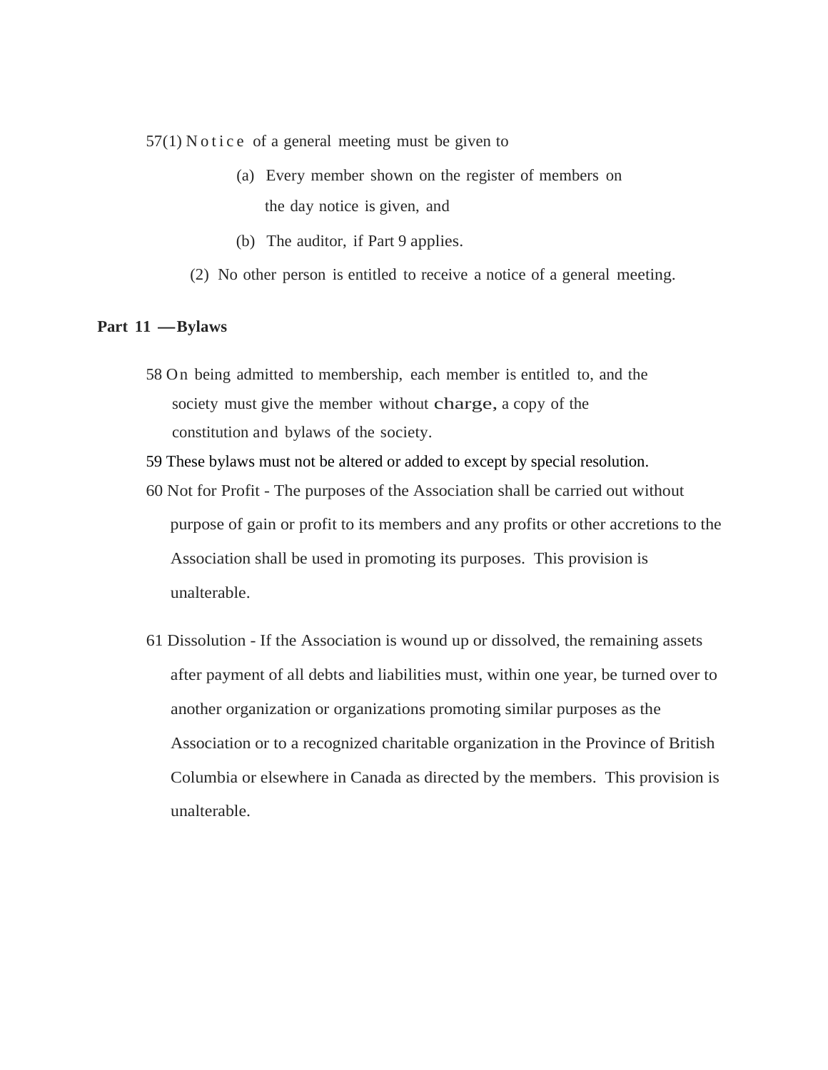57(1) Notice of a general meeting must be given to

(a) Every member shown on the register of members on the day notice is given, and

(b) The auditor, if Part 9 applies.

(2) No other person is entitled to receive a notice of a general meeting.

**Part 11 — Bylaws**

58 On being admitted to membership, each member is entitled to, and the society must give the member without charge, a copy of the constitution and bylaws of the society.

59 These bylaws must not be altered or added to except by special resolution.

60 Not for Profit - The purposes of the Association shall be carried out without purpose of gain or profit to its members and any profits or other accretions to the Association shall be used in promoting its purposes. This provision is unalterable.

61 Dissolution - If the Association is wound up or dissolved, the remaining assets after payment of all debts and liabilities must, within one year, be turned over to another organization or organizations promoting similar purposes as the Association or to a recognized charitable organization in the Province of British Columbia or elsewhere in Canada as directed by the members. This provision is unalterable.